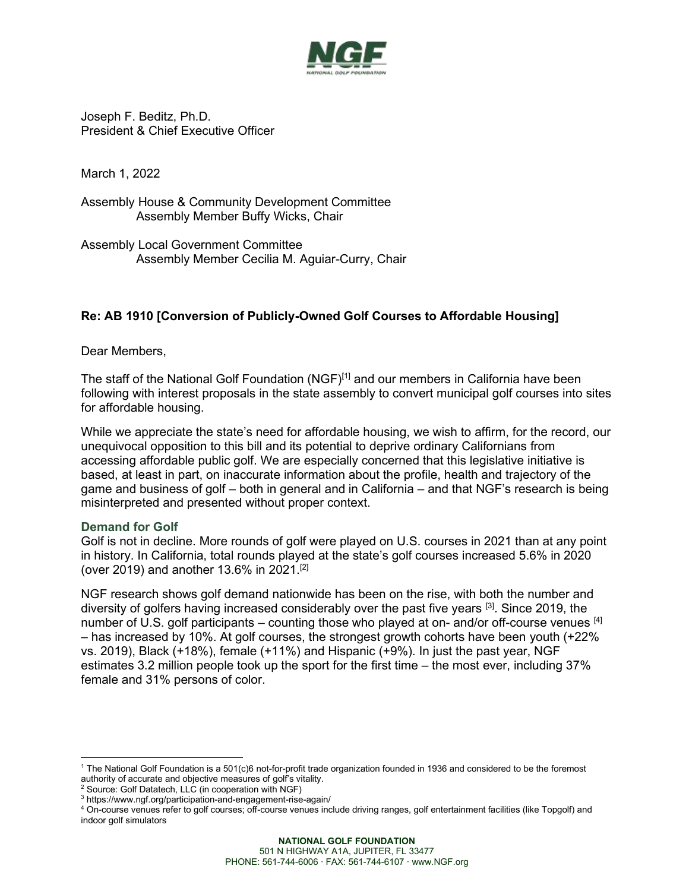Joseph F. Beditz, Ph.D.
President & Chief Executive Officer

March 1, 2022

Assembly House & Community Development Committee
Assembly Member Buffy Wicks, Chair

Assembly Local Government Committee
Assembly Member Cecilia M. Aguiar-Curry, Chair

**Re: AB 1910 [Conversion of Publicly-Owned Golf Courses to Affordable Housing]**

Dear Members,

The staff of the National Golf Foundation (NGF)[1] and our members in California have been following with interest proposals in the state assembly to convert municipal golf courses into sites for affordable housing.

While we appreciate the state's need for affordable housing, we wish to affirm, for the record, our unequivocal opposition to this bill and its potential to deprive ordinary Californians from accessing affordable public golf. We are especially concerned that this legislative initiative is based, at least in part, on inaccurate information about the profile, health and trajectory of the game and business of golf – both in general and in California – and that NGF's research is being misinterpreted and presented without proper context.

## Demand for Golf

Golf is not in decline. More rounds of golf were played on U.S. courses in 2021 than at any point in history. In California, total rounds played at the state's golf courses increased 5.6% in 2020 (over 2019) and another 13.6% in 2021.[2]

NGF research shows golf demand nationwide has been on the rise, with both the number and diversity of golfers having increased considerably over the past five years [3]. Since 2019, the number of U.S. golf participants – counting those who played at on- and/or off-course venues [4] – has increased by 10%. At golf courses, the strongest growth cohorts have been youth (+22% vs. 2019), Black (+18%), female (+11%) and Hispanic (+9%). In just the past year, NGF estimates 3.2 million people took up the sport for the first time – the most ever, including 37% female and 31% persons of color.

---

[1] The National Golf Foundation is a 501(c)6 not-for-profit trade organization founded in 1936 and considered to be the foremost authority of accurate and objective measures of golf's vitality.

[2] Source: Golf Datatech, LLC (in cooperation with NGF)

[3] https://www.ngf.org/participation-and-engagement-rise-again/

[4] On-course venues refer to golf courses; off-course venues include driving ranges, golf entertainment facilities (like Topgolf) and indoor golf simulators

**NATIONAL GOLF FOUNDATION**
501 N HIGHWAY A1A, JUPITER, FL 33477
PHONE: 561-744-6006 · FAX: 561-744-6107 · www.NGF.org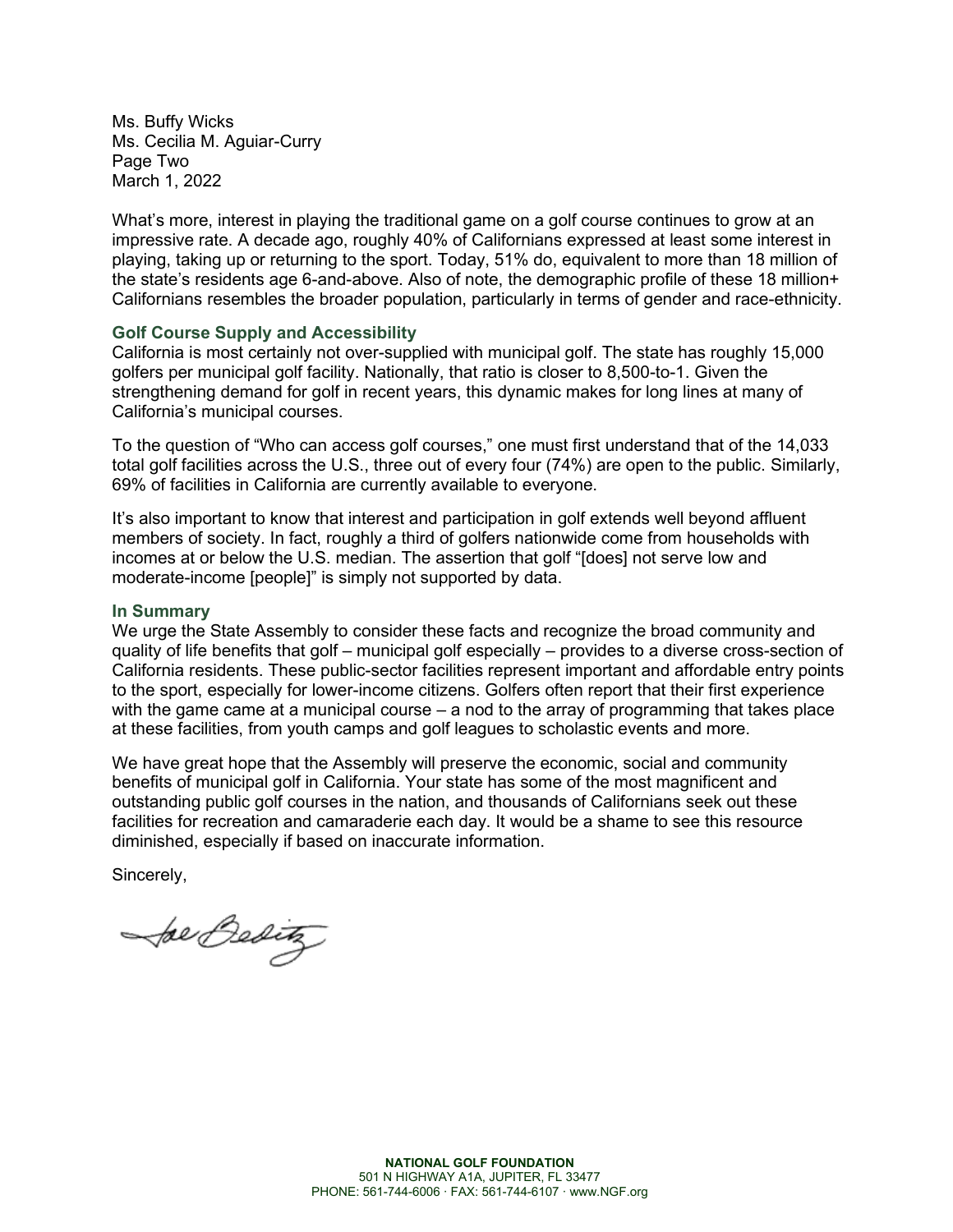Ms. Buffy Wicks
Ms. Cecilia M. Aguiar-Curry
Page Two
March 1, 2022

What's more, interest in playing the traditional game on a golf course continues to grow at an impressive rate. A decade ago, roughly 40% of Californians expressed at least some interest in playing, taking up or returning to the sport. Today, 51% do, equivalent to more than 18 million of the state's residents age 6-and-above. Also of note, the demographic profile of these 18 million+ Californians resembles the broader population, particularly in terms of gender and race-ethnicity.

### Golf Course Supply and Accessibility

California is most certainly not over-supplied with municipal golf. The state has roughly 15,000 golfers per municipal golf facility. Nationally, that ratio is closer to 8,500-to-1. Given the strengthening demand for golf in recent years, this dynamic makes for long lines at many of California's municipal courses.

To the question of "Who can access golf courses," one must first understand that of the 14,033 total golf facilities across the U.S., three out of every four (74%) are open to the public. Similarly, 69% of facilities in California are currently available to everyone.

It's also important to know that interest and participation in golf extends well beyond affluent members of society. In fact, roughly a third of golfers nationwide come from households with incomes at or below the U.S. median. The assertion that golf "[does] not serve low and moderate-income [people]" is simply not supported by data.

### In Summary

We urge the State Assembly to consider these facts and recognize the broad community and quality of life benefits that golf – municipal golf especially – provides to a diverse cross-section of California residents. These public-sector facilities represent important and affordable entry points to the sport, especially for lower-income citizens. Golfers often report that their first experience with the game came at a municipal course – a nod to the array of programming that takes place at these facilities, from youth camps and golf leagues to scholastic events and more.

We have great hope that the Assembly will preserve the economic, social and community benefits of municipal golf in California. Your state has some of the most magnificent and outstanding public golf courses in the nation, and thousands of Californians seek out these facilities for recreation and camaraderie each day. It would be a shame to see this resource diminished, especially if based on inaccurate information.

Sincerely,

Joe Beditz

**NATIONAL GOLF FOUNDATION**
501 N HIGHWAY A1A, JUPITER, FL 33477
PHONE: 561-744-6006 · FAX: 561-744-6107 · www.NGF.org